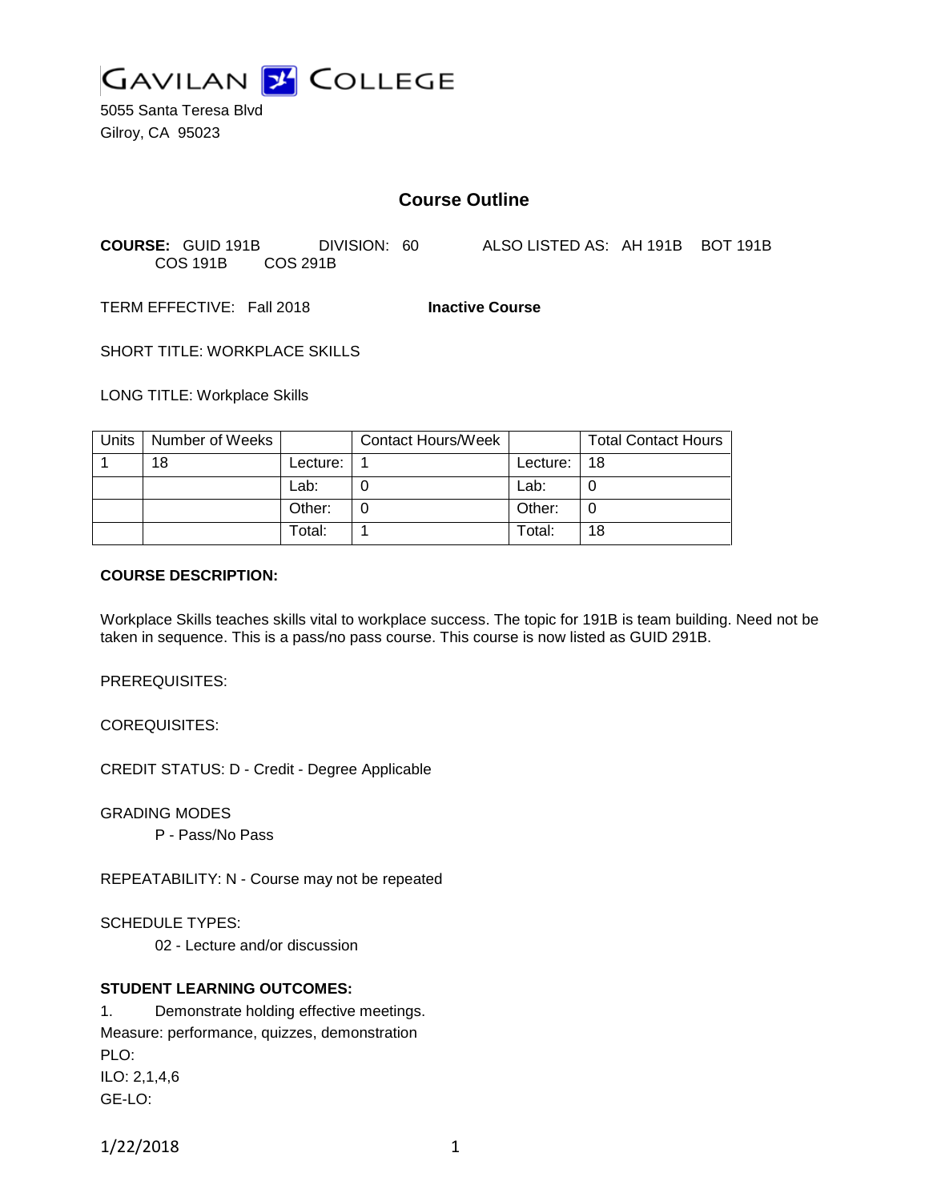# GAVILAN COLLEGE

5055 Santa Teresa Blvd
Gilroy, CA 95023

## Course Outline

**COURSE:** GUID 191B DIVISION: 60 ALSO LISTED AS: AH 191B BOT 191B COS 191B COS 291B

TERM EFFECTIVE: Fall 2018 **Inactive Course**

SHORT TITLE: WORKPLACE SKILLS

LONG TITLE: Workplace Skills

| Units | Number of Weeks | | Contact Hours/Week | | Total Contact Hours |
|---|---|---|---|---|---|
| 1 | 18 | Lecture: | 1 | Lecture: | 18 |
| | | Lab: | 0 | Lab: | 0 |
| | | Other: | 0 | Other: | 0 |
| | | Total: | 1 | Total: | 18 |

**COURSE DESCRIPTION:**

Workplace Skills teaches skills vital to workplace success. The topic for 191B is team building. Need not be taken in sequence. This is a pass/no pass course. This course is now listed as GUID 291B.

PREREQUISITES:

COREQUISITES:

CREDIT STATUS: D - Credit - Degree Applicable

GRADING MODES

P - Pass/No Pass

REPEATABILITY: N - Course may not be repeated

SCHEDULE TYPES:

02 - Lecture and/or discussion

**STUDENT LEARNING OUTCOMES:**

1. Demonstrate holding effective meetings.
Measure: performance, quizzes, demonstration
PLO:
ILO: 2,1,4,6
GE-LO: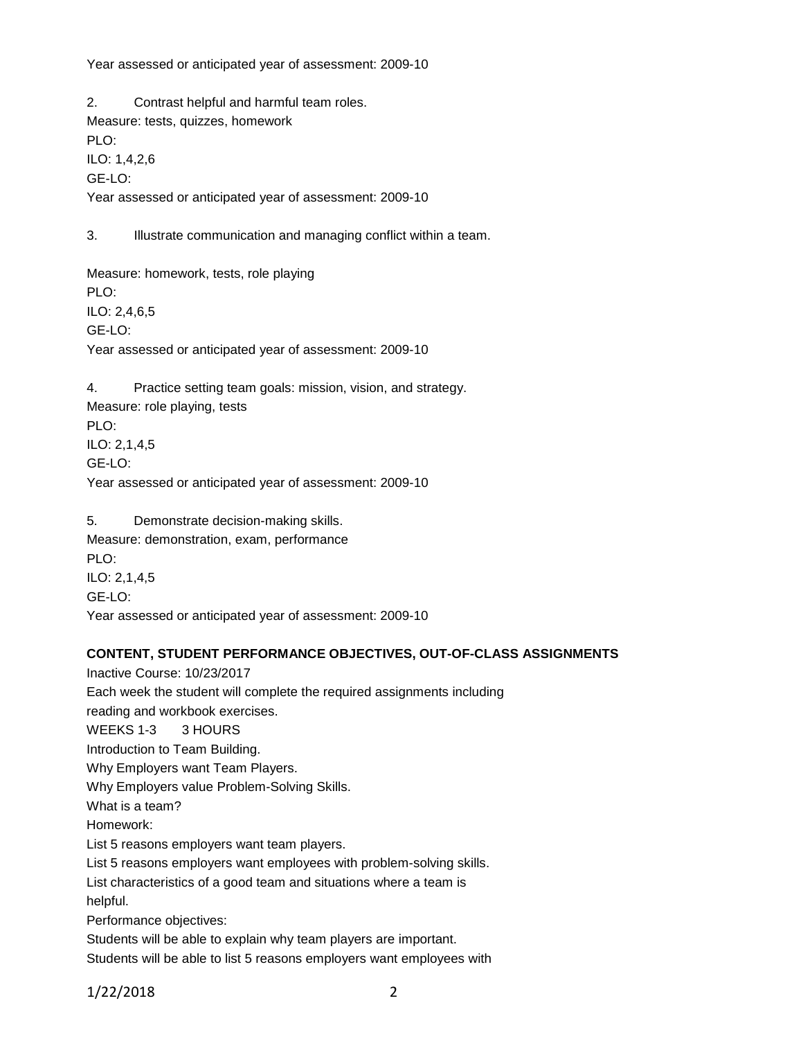Year assessed or anticipated year of assessment: 2009-10

2. Contrast helpful and harmful team roles.

Measure: tests, quizzes, homework

PLO:

ILO: 1,4,2,6

GE-LO:

Year assessed or anticipated year of assessment: 2009-10

3. Illustrate communication and managing conflict within a team.

Measure: homework, tests, role playing

PLO:

ILO: 2,4,6,5

GE-LO:

Year assessed or anticipated year of assessment: 2009-10

4. Practice setting team goals: mission, vision, and strategy.

Measure: role playing, tests

PLO:

ILO: 2,1,4,5

GE-LO:

Year assessed or anticipated year of assessment: 2009-10

5. Demonstrate decision-making skills.

Measure: demonstration, exam, performance

PLO:

ILO: 2,1,4,5

GE-LO:

Year assessed or anticipated year of assessment: 2009-10

**CONTENT, STUDENT PERFORMANCE OBJECTIVES, OUT-OF-CLASS ASSIGNMENTS**

Inactive Course: 10/23/2017

Each week the student will complete the required assignments including reading and workbook exercises.

WEEKS 1-3 3 HOURS

Introduction to Team Building.

Why Employers want Team Players.

Why Employers value Problem-Solving Skills.

What is a team?

Homework:

List 5 reasons employers want team players.

List 5 reasons employers want employees with problem-solving skills.

List characteristics of a good team and situations where a team is helpful.

Performance objectives:

Students will be able to explain why team players are important.

Students will be able to list 5 reasons employers want employees with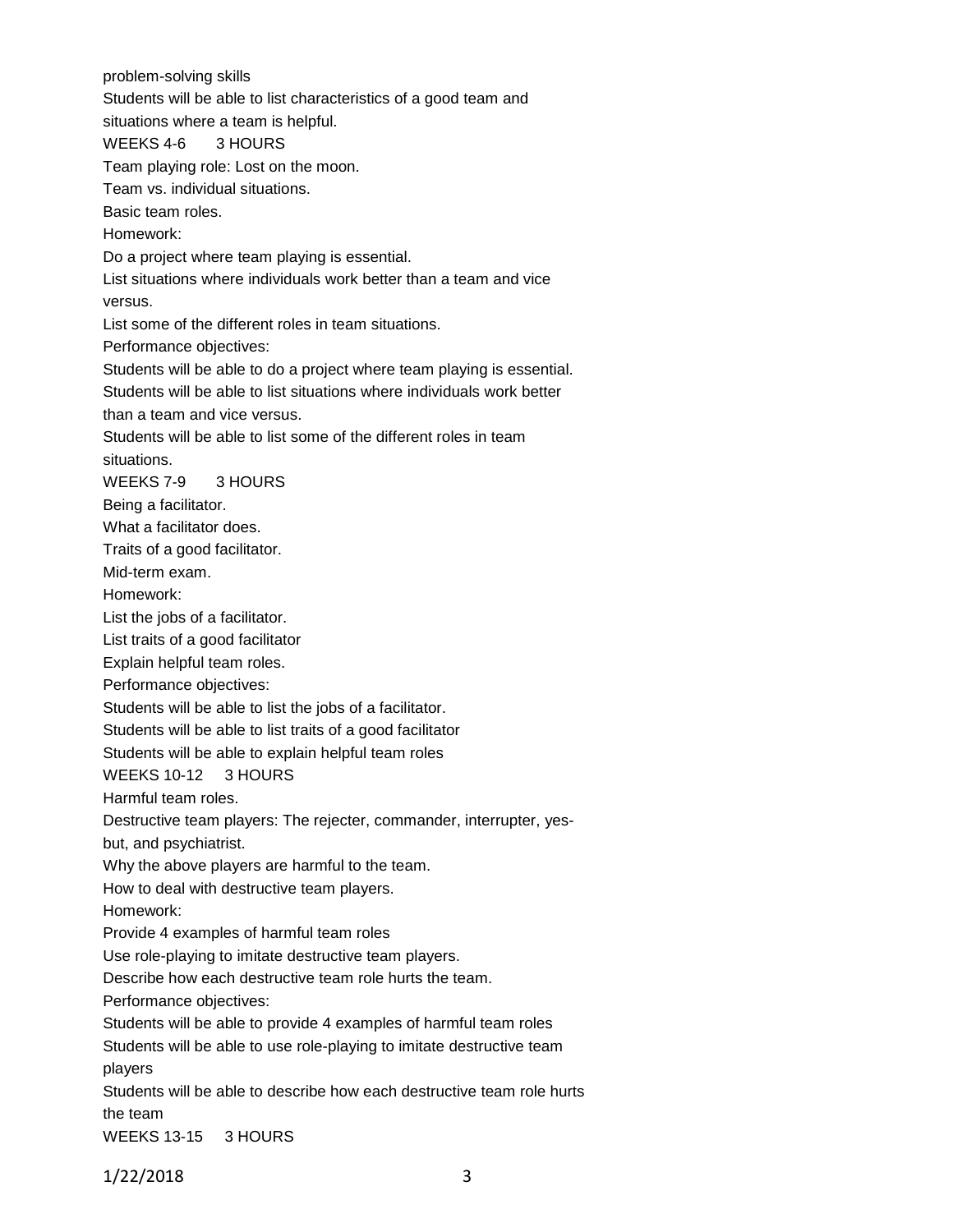problem-solving skills

Students will be able to list characteristics of a good team and situations where a team is helpful.

WEEKS 4-6 3 HOURS

Team playing role: Lost on the moon.

Team vs. individual situations.

Basic team roles.

Homework:

Do a project where team playing is essential.

List situations where individuals work better than a team and vice versus.

List some of the different roles in team situations.

Performance objectives:

Students will be able to do a project where team playing is essential.

Students will be able to list situations where individuals work better than a team and vice versus.

Students will be able to list some of the different roles in team situations.

WEEKS 7-9 3 HOURS

Being a facilitator.

What a facilitator does.

Traits of a good facilitator.

Mid-term exam.

Homework:

List the jobs of a facilitator.

List traits of a good facilitator

Explain helpful team roles.

Performance objectives:

Students will be able to list the jobs of a facilitator.

Students will be able to list traits of a good facilitator

Students will be able to explain helpful team roles

WEEKS 10-12 3 HOURS

Harmful team roles.

Destructive team players: The rejecter, commander, interrupter, yes-but, and psychiatrist.

Why the above players are harmful to the team.

How to deal with destructive team players.

Homework:

Provide 4 examples of harmful team roles

Use role-playing to imitate destructive team players.

Describe how each destructive team role hurts the team.

Performance objectives:

Students will be able to provide 4 examples of harmful team roles

Students will be able to use role-playing to imitate destructive team players

Students will be able to describe how each destructive team role hurts the team

WEEKS 13-15 3 HOURS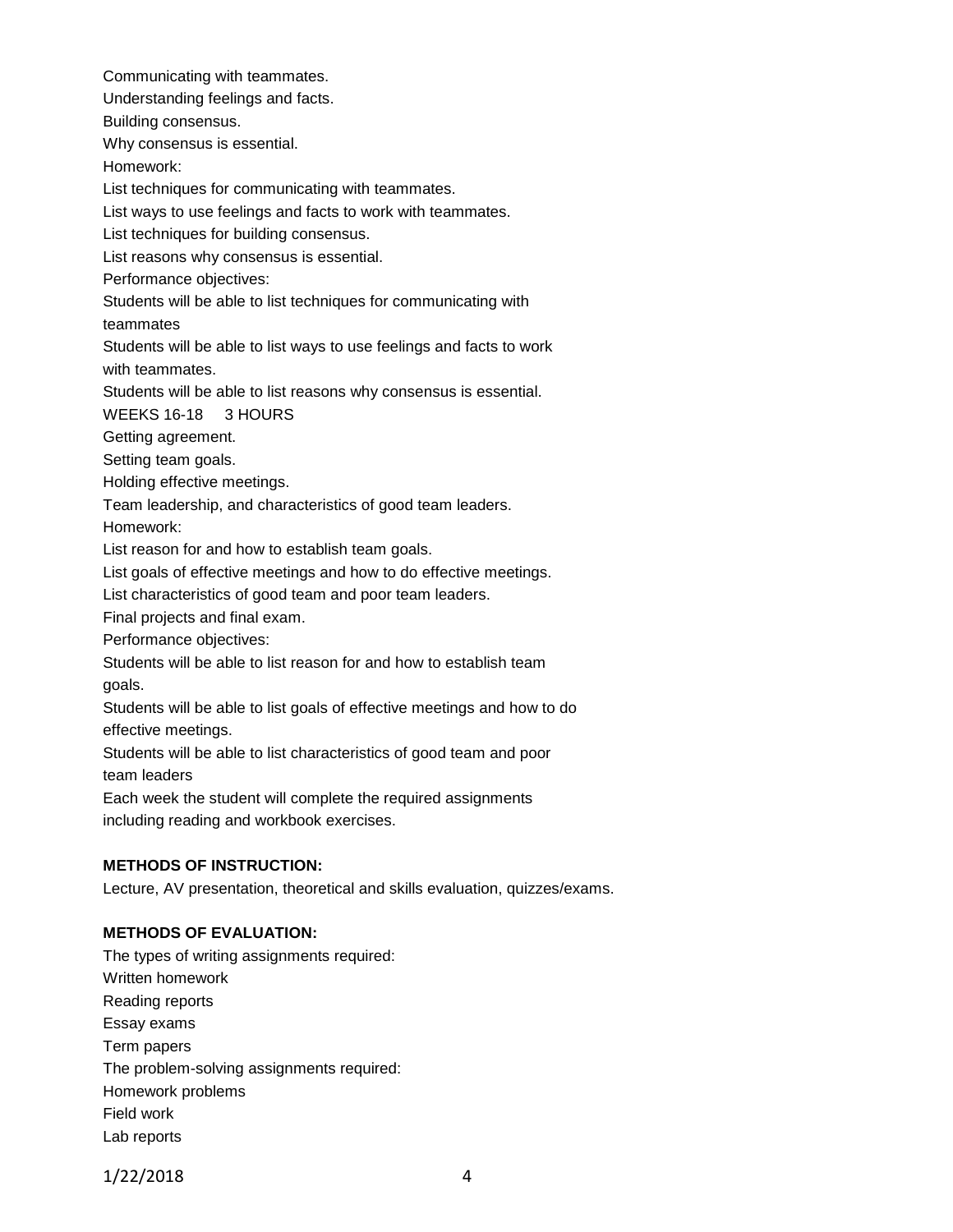Communicating with teammates.
Understanding feelings and facts.
Building consensus.
Why consensus is essential.
Homework:
List techniques for communicating with teammates.
List ways to use feelings and facts to work with teammates.
List techniques for building consensus.
List reasons why consensus is essential.
Performance objectives:
Students will be able to list techniques for communicating with teammates
Students will be able to list ways to use feelings and facts to work with teammates.
Students will be able to list reasons why consensus is essential.
WEEKS 16-18 3 HOURS
Getting agreement.
Setting team goals.
Holding effective meetings.
Team leadership, and characteristics of good team leaders.
Homework:
List reason for and how to establish team goals.
List goals of effective meetings and how to do effective meetings.
List characteristics of good team and poor team leaders.
Final projects and final exam.
Performance objectives:
Students will be able to list reason for and how to establish team goals.
Students will be able to list goals of effective meetings and how to do effective meetings.
Students will be able to list characteristics of good team and poor team leaders
Each week the student will complete the required assignments including reading and workbook exercises.

**METHODS OF INSTRUCTION:**

Lecture, AV presentation, theoretical and skills evaluation, quizzes/exams.

**METHODS OF EVALUATION:**

The types of writing assignments required:
Written homework
Reading reports
Essay exams
Term papers
The problem-solving assignments required:
Homework problems
Field work
Lab reports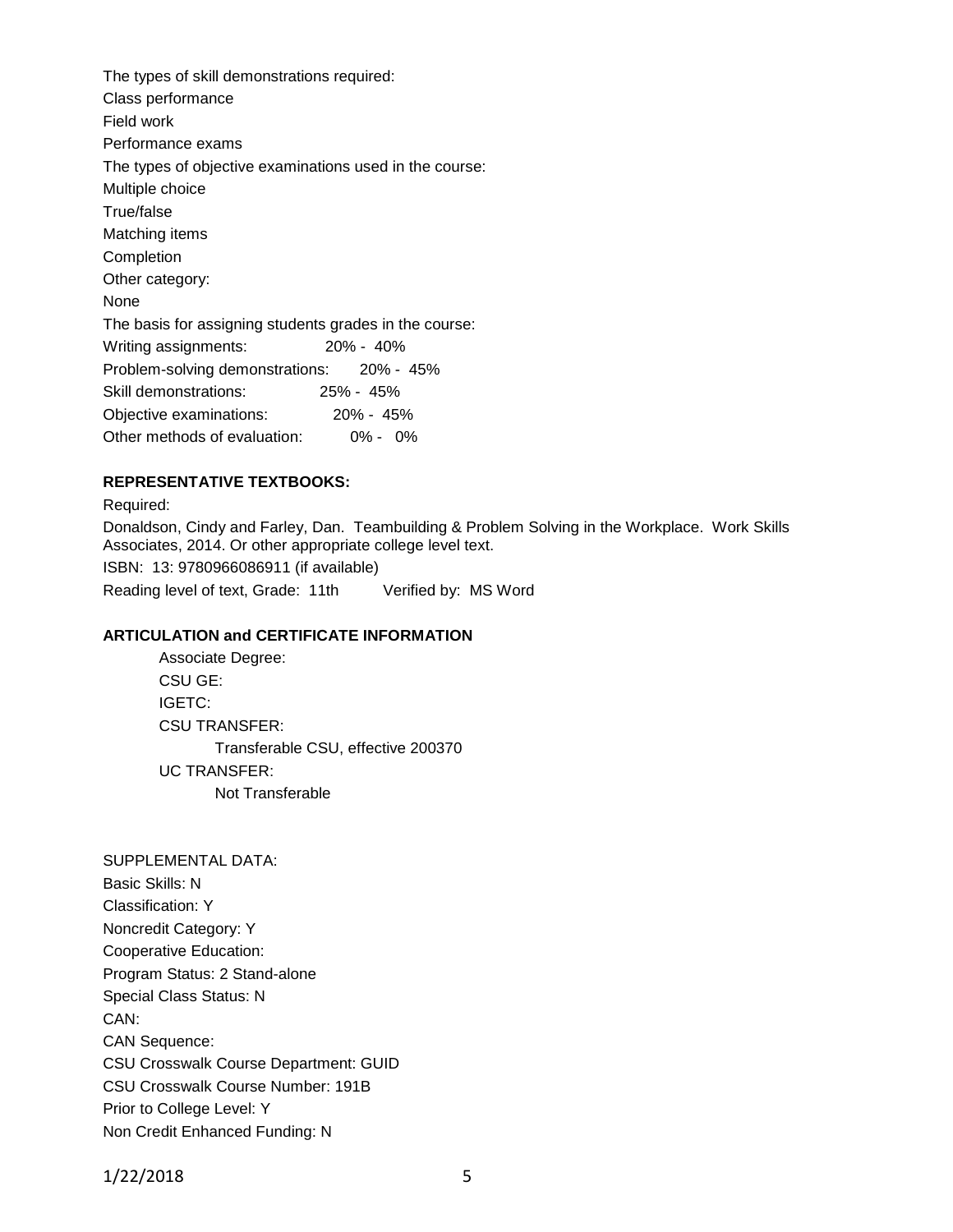The types of skill demonstrations required:
Class performance
Field work
Performance exams
The types of objective examinations used in the course:
Multiple choice
True/false
Matching items
Completion
Other category:
None
The basis for assigning students grades in the course:
Writing assignments: 20% - 40%
Problem-solving demonstrations: 20% - 45%
Skill demonstrations: 25% - 45%
Objective examinations: 20% - 45%
Other methods of evaluation: 0% - 0%

**REPRESENTATIVE TEXTBOOKS:**

Required:
Donaldson, Cindy and Farley, Dan. Teambuilding & Problem Solving in the Workplace. Work Skills Associates, 2014. Or other appropriate college level text.
ISBN: 13: 9780966086911 (if available)
Reading level of text, Grade: 11th Verified by: MS Word

**ARTICULATION and CERTIFICATE INFORMATION**

Associate Degree:
CSU GE:
IGETC:
CSU TRANSFER:
Transferable CSU, effective 200370
UC TRANSFER:
Not Transferable

SUPPLEMENTAL DATA:
Basic Skills: N
Classification: Y
Noncredit Category: Y
Cooperative Education:
Program Status: 2 Stand-alone
Special Class Status: N
CAN:
CAN Sequence:
CSU Crosswalk Course Department: GUID
CSU Crosswalk Course Number: 191B
Prior to College Level: Y
Non Credit Enhanced Funding: N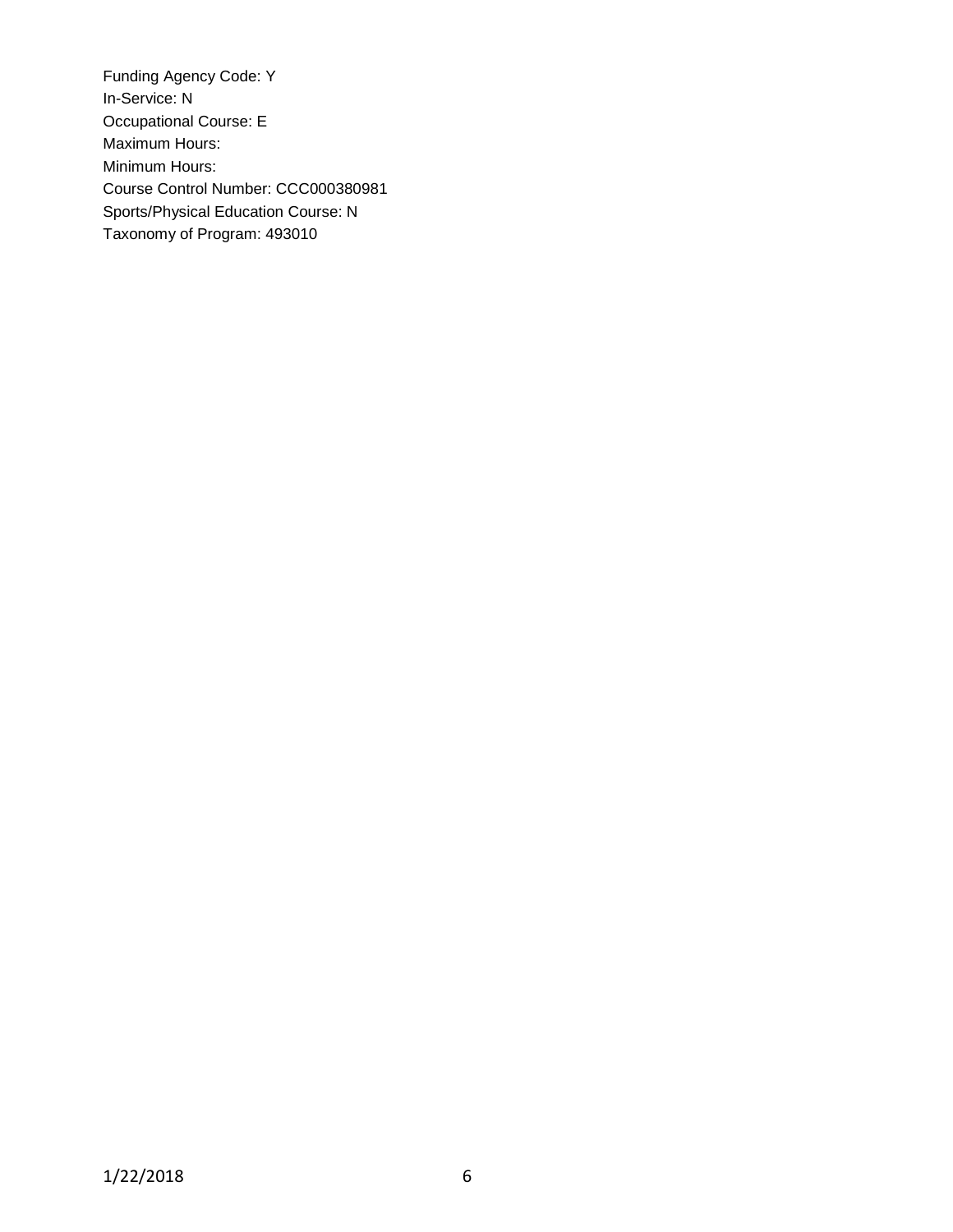Funding Agency Code: Y
In-Service: N
Occupational Course: E
Maximum Hours:
Minimum Hours:
Course Control Number: CCC000380981
Sports/Physical Education Course: N
Taxonomy of Program: 493010